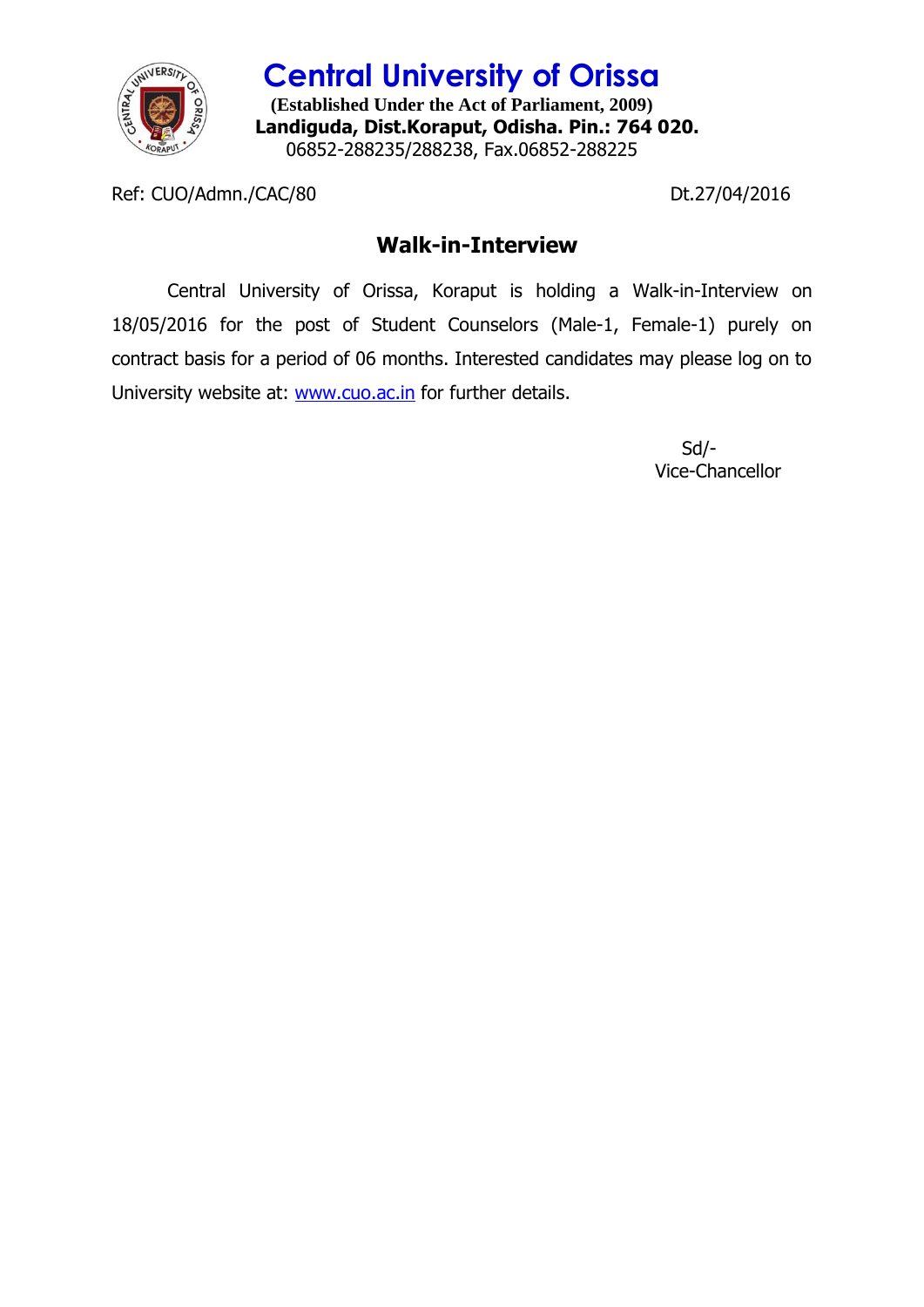# Central University of Orissa

**(Established Under the Act of Parliament, 2009)**

**Landiguda, Dist.Koraput, Odisha. Pin.: 764 020.**

06852-288235/288238, Fax.06852-288225

Ref: CUO/Admn./CAC/80 Dt.27/04/2016

## Walk-in-Interview

Central University of Orissa, Koraput is holding a Walk-in-Interview on 18/05/2016 for the post of Student Counselors (Male-1, Female-1) purely on contract basis for a period of 06 months. Interested candidates may please log on to University website at: www.cuo.ac.in for further details.

Sd/-

Vice-Chancellor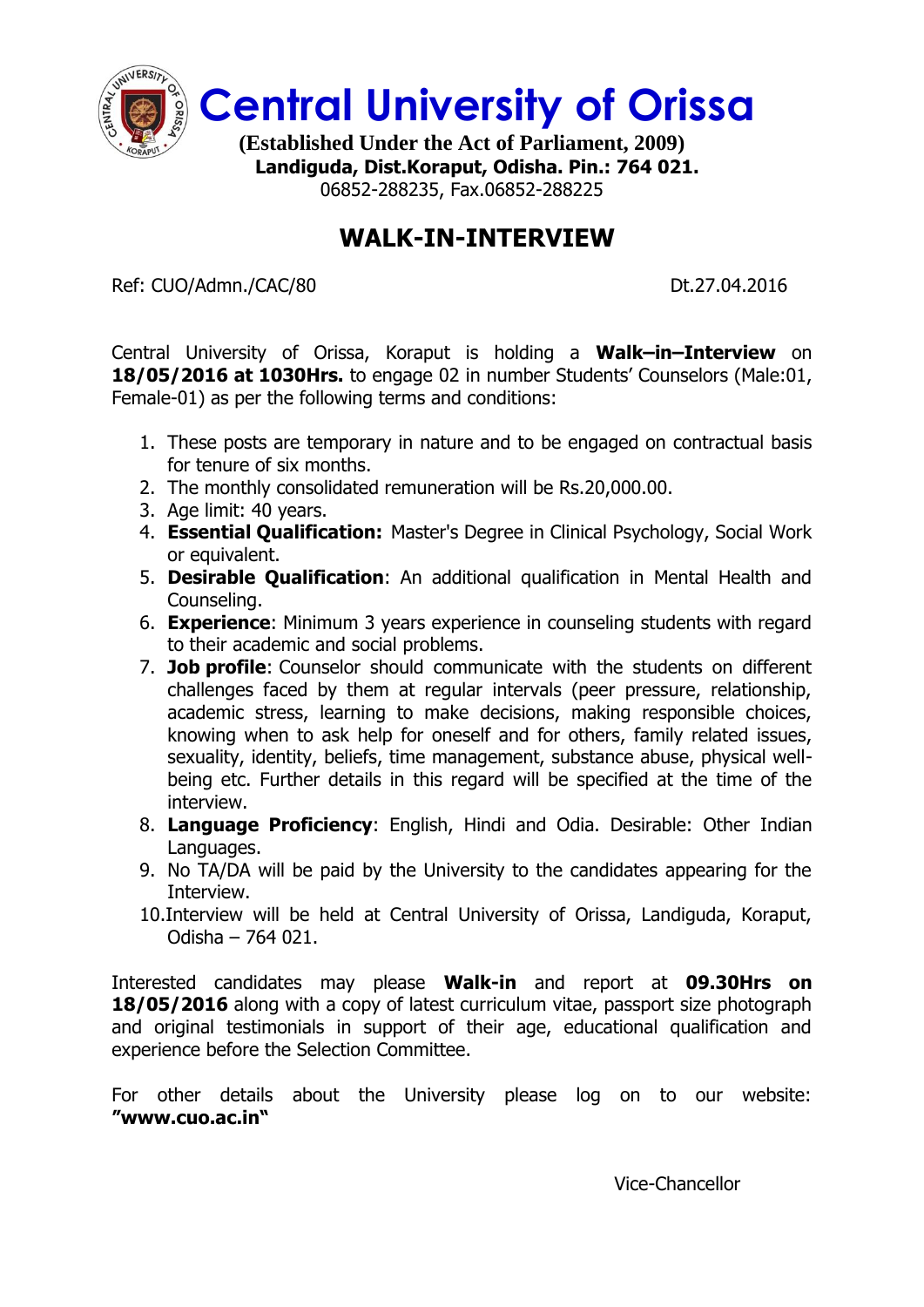# Central University of Orissa

**(Established Under the Act of Parliament, 2009)**
**Landiguda, Dist.Koraput, Odisha. Pin.: 764 021.**
06852-288235, Fax.06852-288225

## WALK-IN-INTERVIEW

Ref: CUO/Admn./CAC/80 Dt.27.04.2016

Central University of Orissa, Koraput is holding a **Walk–in–Interview** on **18/05/2016 at 1030Hrs.** to engage 02 in number Students' Counselors (Male:01, Female-01) as per the following terms and conditions:

1. These posts are temporary in nature and to be engaged on contractual basis for tenure of six months.
2. The monthly consolidated remuneration will be Rs.20,000.00.
3. Age limit: 40 years.
4. **Essential Qualification:** Master's Degree in Clinical Psychology, Social Work or equivalent.
5. **Desirable Qualification**: An additional qualification in Mental Health and Counseling.
6. **Experience**: Minimum 3 years experience in counseling students with regard to their academic and social problems.
7. **Job profile**: Counselor should communicate with the students on different challenges faced by them at regular intervals (peer pressure, relationship, academic stress, learning to make decisions, making responsible choices, knowing when to ask help for oneself and for others, family related issues, sexuality, identity, beliefs, time management, substance abuse, physical well-being etc. Further details in this regard will be specified at the time of the interview.
8. **Language Proficiency**: English, Hindi and Odia. Desirable: Other Indian Languages.
9. No TA/DA will be paid by the University to the candidates appearing for the Interview.
10. Interview will be held at Central University of Orissa, Landiguda, Koraput, Odisha – 764 021.

Interested candidates may please **Walk-in** and report at **09.30Hrs on 18/05/2016** along with a copy of latest curriculum vitae, passport size photograph and original testimonials in support of their age, educational qualification and experience before the Selection Committee.

For other details about the University please log on to our website: **"www.cuo.ac.in"**

Vice-Chancellor